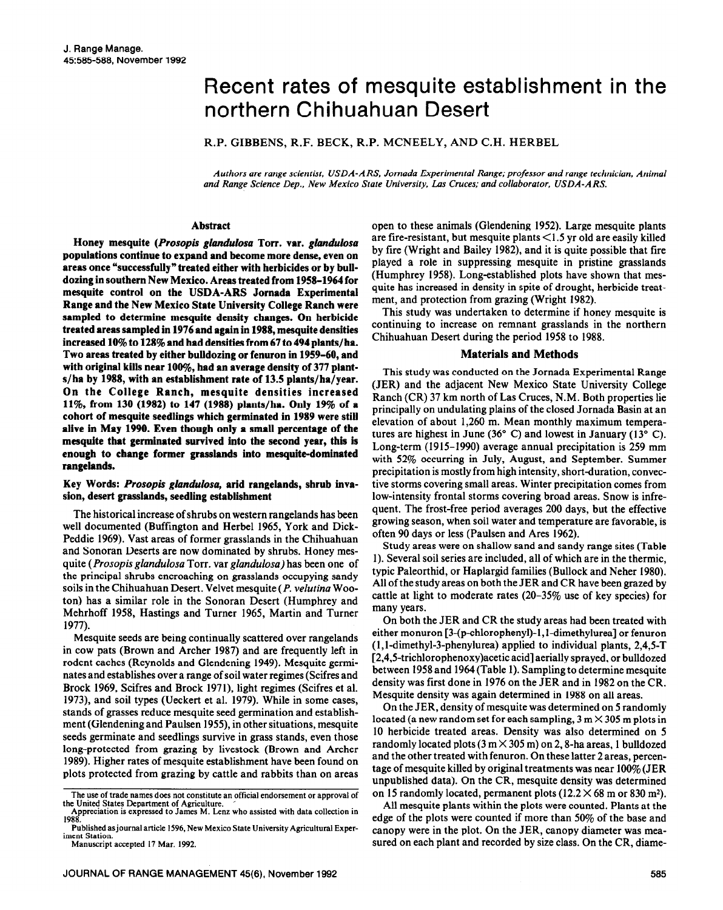# Recent rates of mesquite establishment in the northern Chihuahuan Desert

R.P. GIBBENS, R.F. BECK, R.P. MCNEELY, AND C.H. HERBEL

*Authors are range scientist, USDA-ARS, Jornada Experimental Range; professor and range technician, Animal and Range Science Dep., New Mexico State University, Las Cruces; and collaborator, USDA-ARS.*

## Abstract

**Honey mesquite (*Prosopis glandulosa* Torr. var. *glandulosa* populations continue to expand and become more dense, even on areas once "successfully" treated either with herbicides or by bulldozing in southern New Mexico. Areas treated from 1958–1964 for mesquite control on the USDA-ARS Jornada Experimental Range and the New Mexico State University College Ranch were sampled to determine mesquite density changes. On herbicide treated areas sampled in 1976 and again in 1988, mesquite densities increased 10% to 128% and had densities from 67 to 494 plants/ha. Two areas treated by either bulldozing or fenuron in 1959–60, and with original kills near 100%, had an average density of 377 plants/ha by 1988, with an establishment rate of 13.5 plants/ha/year. On the College Ranch, mesquite densities increased 11%, from 130 (1982) to 147 (1988) plants/ha. Only 19% of a cohort of mesquite seedlings which germinated in 1989 were still alive in May 1990. Even though only a small percentage of the mesquite that germinated survived into the second year, this is enough to change former grasslands into mesquite-dominated rangelands.**

**Key Words: *Prosopis glandulosa*, arid rangelands, shrub invasion, desert grasslands, seedling establishment**

The historical increase of shrubs on western rangelands has been well documented (Buffington and Herbel 1965, York and Dick-Peddie 1969). Vast areas of former grasslands in the Chihuahuan and Sonoran Deserts are now dominated by shrubs. Honey mesquite (*Prosopis glandulosa* Torr. var *glandulosa*) has been one of the principal shrubs encroaching on grasslands occupying sandy soils in the Chihuahuan Desert. Velvet mesquite (*P. velutina* Wooton) has a similar role in the Sonoran Desert (Humphrey and Mehrhoff 1958, Hastings and Turner 1965, Martin and Turner 1977).

Mesquite seeds are being continually scattered over rangelands in cow pats (Brown and Archer 1987) and are frequently left in rodent caches (Reynolds and Glendening 1949). Mesquite germinates and establishes over a range of soil water regimes (Scifres and Brock 1969, Scifres and Brock 1971), light regimes (Scifres et al. 1973), and soil types (Ueckert et al. 1979). While in some cases, stands of grasses reduce mesquite seed germination and establishment (Glendening and Paulsen 1955), in other situations, mesquite seeds germinate and seedlings survive in grass stands, even those long-protected from grazing by livestock (Brown and Archer 1989). Higher rates of mesquite establishment have been found on plots protected from grazing by cattle and rabbits than on areas open to these animals (Glendening 1952). Large mesquite plants are fire-resistant, but mesquite plants <1.5 yr old are easily killed by fire (Wright and Bailey 1982), and it is quite possible that fire played a role in suppressing mesquite in pristine grasslands (Humphrey 1958). Long-established plots have shown that mesquite has increased in density in spite of drought, herbicide treatment, and protection from grazing (Wright 1982).

This study was undertaken to determine if honey mesquite is continuing to increase on remnant grasslands in the northern Chihuahuan Desert during the period 1958 to 1988.

## Materials and Methods

This study was conducted on the Jornada Experimental Range (JER) and the adjacent New Mexico State University College Ranch (CR) 37 km north of Las Cruces, N.M. Both properties lie principally on undulating plains of the closed Jornada Basin at an elevation of about 1,260 m. Mean monthly maximum temperatures are highest in June (36° C) and lowest in January (13° C). Long-term (1915–1990) average annual precipitation is 259 mm with 52% occurring in July, August, and September. Summer precipitation is mostly from high intensity, short-duration, convective storms covering small areas. Winter precipitation comes from low-intensity frontal storms covering broad areas. Snow is infrequent. The frost-free period averages 200 days, but the effective growing season, when soil water and temperature are favorable, is often 90 days or less (Paulsen and Ares 1962).

Study areas were on shallow sand and sandy range sites (Table 1). Several soil series are included, all of which are in the thermic, typic Paleorthid, or Haplargid families (Bullock and Neher 1980). All of the study areas on both the JER and CR have been grazed by cattle at light to moderate rates (20–35% use of key species) for many years.

On both the JER and CR the study areas had been treated with either monuron [3-(p-chlorophenyl)-1,1-dimethylurea] or fenuron (1,1-dimethyl-3-phenylurea) applied to individual plants, 2,4,5-T [2,4,5-trichlorophenoxy)acetic acid] aerially sprayed, or bulldozed between 1958 and 1964 (Table 1). Sampling to determine mesquite density was first done in 1976 on the JER and in 1982 on the CR. Mesquite density was again determined in 1988 on all areas.

On the JER, density of mesquite was determined on 5 randomly located (a new random set for each sampling, 3 m × 305 m plots in 10 herbicide treated areas. Density was also determined on 5 randomly located plots (3 m × 305 m) on 2, 8-ha areas, 1 bulldozed and the other treated with fenuron. On these latter 2 areas, percentage of mesquite killed by original treatments was near 100% (JER unpublished data). On the CR, mesquite density was determined on 15 randomly located, permanent plots (12.2 × 68 m or 830 m²).

All mesquite plants within the plots were counted. Plants at the edge of the plots were counted if more than 50% of the base and canopy were in the plot. On the JER, canopy diameter was measured on each plant and recorded by size class. On the CR, diame-

---

The use of trade names does not constitute an official endorsement or approval of the United States Department of Agriculture.

Appreciation is expressed to James M. Lenz who assisted with data collection in 1988.

Published as journal article 1596, New Mexico State University Agricultural Experiment Station.

Manuscript accepted 17 Mar. 1992.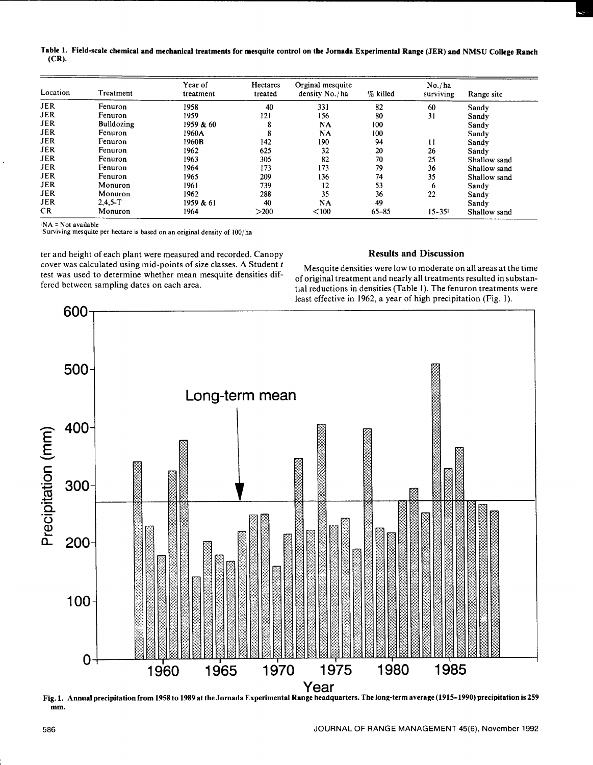**Table 1. Field-scale chemical and mechanical treatments for mesquite control on the Jornada Experimental Range (JER) and NMSU College Ranch (CR).**

| Location | Treatment | Year of treatment | Hectares treated | Orginal mesquite density No./ha | % killed | No./ha surviving | Range site |
|---|---|---|---|---|---|---|---|
| JER | Fenuron | 1958 | 40 | 331 | 82 | 60 | Sandy |
| JER | Fenuron | 1959 | 121 | 156 | 80 | 31 | Sandy |
| JER | Bulldozing | 1959 & 60 | 8 | NA | 100 | | Sandy |
| JER | Fenuron | 1960A | 8 | NA | 100 | | Sandy |
| JER | Fenuron | 1960B | 142 | 190 | 94 | 11 | Sandy |
| JER | Fenuron | 1962 | 625 | 32 | 20 | 26 | Sandy |
| JER | Fenuron | 1963 | 305 | 82 | 70 | 25 | Shallow sand |
| JER | Fenuron | 1964 | 173 | 173 | 79 | 36 | Shallow sand |
| JER | Fenuron | 1965 | 209 | 136 | 74 | 35 | Shallow sand |
| JER | Monuron | 1961 | 739 | 12 | 53 | 6 | Sandy |
| JER | Monuron | 1962 | 288 | 35 | 36 | 22 | Sandy |
| JER | 2,4,5-T | 1959 & 61 | 40 | NA | 49 | | Sandy |
| CR | Monuron | 1964 | >200 | <100 | 65–85 | 15–35[1] | Shallow sand |

[1]NA = Not available
[1]Surviving mesquite per hectare is based on an original density of 100/ha

ter and height of each plant were measured and recorded. Canopy cover was calculated using mid-points of size classes. A Student *t* test was used to determine whether mean mesquite densities differed between sampling dates on each area.

## Results and Discussion

Mesquite densities were low to moderate on all areas at the time of original treatment and nearly all treatments resulted in substantial reductions in densities (Table 1). The fenuron treatments were least effective in 1962, a year of high precipitation (Fig. 1).

**Fig. 1. Annual precipitation from 1958 to 1989 at the Jornada Experimental Range headquarters. The long-term average (1915–1990) precipitation is 259 mm.**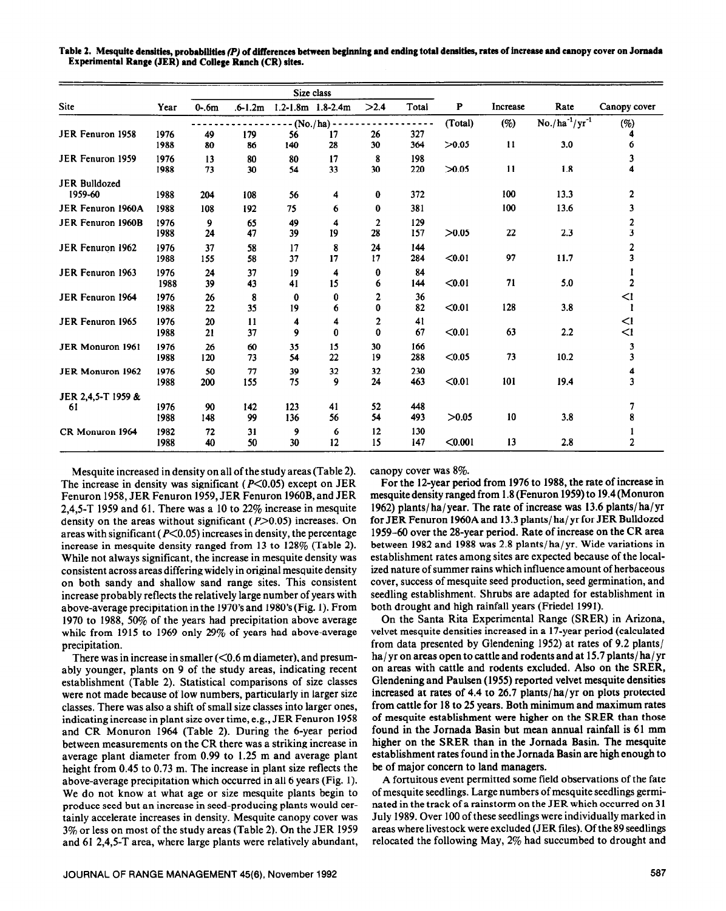**Table 2. Mesquite densities, probabilities *(P)* of differences between beginning and ending total densities, rates of increase and canopy cover on Jornada Experimental Range (JER) and College Ranch (CR) sites.**

| Site | Year | Size class 0-.6m | .6-1.2m | 1.2-1.8m | 1.8-2.4m | >2.4 | Total | P | Increase | Rate | Canopy cover |
|---|---|---|---|---|---|---|---|---|---|---|---|
| | | (No./ha) | | | | | | (Total) | (%) | No./ha$^{-1}$/yr$^{-1}$ | (%) |
| JER Fenuron 1958 | 1976 | 49 | 179 | 56 | 17 | 26 | 327 | | | | 4 |
| | 1988 | 80 | 86 | 140 | 28 | 30 | 364 | >0.05 | 11 | 3.0 | 6 |
| JER Fenuron 1959 | 1976 | 13 | 80 | 80 | 17 | 8 | 198 | | | | 3 |
| | 1988 | 73 | 30 | 54 | 33 | 30 | 220 | >0.05 | 11 | 1.8 | 4 |
| JER Bulldozed 1959-60 | 1988 | 204 | 108 | 56 | 4 | 0 | 372 | | 100 | 13.3 | 2 |
| JER Fenuron 1960A | 1988 | 108 | 192 | 75 | 6 | 0 | 381 | | 100 | 13.6 | 3 |
| JER Fenuron 1960B | 1976 | 9 | 65 | 49 | 4 | 2 | 129 | | | | 2 |
| | 1988 | 24 | 47 | 39 | 19 | 28 | 157 | >0.05 | 22 | 2.3 | 3 |
| JER Fenuron 1962 | 1976 | 37 | 58 | 17 | 8 | 24 | 144 | | | | 2 |
| | 1988 | 155 | 58 | 37 | 17 | 17 | 284 | <0.01 | 97 | 11.7 | 3 |
| JER Fenuron 1963 | 1976 | 24 | 37 | 19 | 4 | 0 | 84 | | | | 1 |
| | 1988 | 39 | 43 | 41 | 15 | 6 | 144 | <0.01 | 71 | 5.0 | 2 |
| JER Fenuron 1964 | 1976 | 26 | 8 | 0 | 0 | 2 | 36 | | | | <1 |
| | 1988 | 22 | 35 | 19 | 6 | 0 | 82 | <0.01 | 128 | 3.8 | 1 |
| JER Fenuron 1965 | 1976 | 20 | 11 | 4 | 4 | 2 | 41 | | | | <1 |
| | 1988 | 21 | 37 | 9 | 0 | 0 | 67 | <0.01 | 63 | 2.2 | <1 |
| JER Monuron 1961 | 1976 | 26 | 60 | 35 | 15 | 30 | 166 | | | | 3 |
| | 1988 | 120 | 73 | 54 | 22 | 19 | 288 | <0.05 | 73 | 10.2 | 3 |
| JER Monuron 1962 | 1976 | 50 | 77 | 39 | 32 | 32 | 230 | | | | 4 |
| | 1988 | 200 | 155 | 75 | 9 | 24 | 463 | <0.01 | 101 | 19.4 | 3 |
| JER 2,4,5-T 1959 & 61 | 1976 | 90 | 142 | 123 | 41 | 52 | 448 | | | | 7 |
| | 1988 | 148 | 99 | 136 | 56 | 54 | 493 | >0.05 | 10 | 3.8 | 8 |
| CR Monuron 1964 | 1982 | 72 | 31 | 9 | 6 | 12 | 130 | | | | 1 |
| | 1988 | 40 | 50 | 30 | 12 | 15 | 147 | <0.001 | 13 | 2.8 | 2 |

Mesquite increased in density on all of the study areas (Table 2). The increase in density was significant ($P<0.05$) except on JER Fenuron 1958, JER Fenuron 1959, JER Fenuron 1960B, and JER 2,4,5-T 1959 and 61. There was a 10 to 22% increase in mesquite density on the areas without significant ($P>0.05$) increases. On areas with significant ($P<0.05$) increases in density, the percentage increase in mesquite density ranged from 13 to 128% (Table 2). While not always significant, the increase in mesquite density was consistent across areas differing widely in original mesquite density on both sandy and shallow sand range sites. This consistent increase probably reflects the relatively large number of years with above-average precipitation in the 1970's and 1980's (Fig. 1). From 1970 to 1988, 50% of the years had precipitation above average while from 1915 to 1969 only 29% of years had above-average precipitation.

There was in increase in smaller (<0.6 m diameter), and presumably younger, plants on 9 of the study areas, indicating recent establishment (Table 2). Statistical comparisons of size classes were not made because of low numbers, particularly in larger size classes. There was also a shift of small size classes into larger ones, indicating increase in plant size over time, e.g., JER Fenuron 1958 and CR Monuron 1964 (Table 2). During the 6-year period between measurements on the CR there was a striking increase in average plant diameter from 0.99 to 1.25 m and average plant height from 0.45 to 0.73 m. The increase in plant size reflects the above-average precipitation which occurred in all 6 years (Fig. 1). We do not know at what age or size mesquite plants begin to produce seed but an increase in seed-producing plants would certainly accelerate increases in density. Mesquite canopy cover was 3% or less on most of the study areas (Table 2). On the JER 1959 and 61 2,4,5-T area, where large plants were relatively abundant, canopy cover was 8%.

For the 12-year period from 1976 to 1988, the rate of increase in mesquite density ranged from 1.8 (Fenuron 1959) to 19.4 (Monuron 1962) plants/ha/year. The rate of increase was 13.6 plants/ha/yr for JER Fenuron 1960A and 13.3 plants/ha/yr for JER Bulldozed 1959–60 over the 28-year period. Rate of increase on the CR area between 1982 and 1988 was 2.8 plants/ha/yr. Wide variations in establishment rates among sites are expected because of the localized nature of summer rains which influence amount of herbaceous cover, success of mesquite seed production, seed germination, and seedling establishment. Shrubs are adapted for establishment in both drought and high rainfall years (Friedel 1991).

On the Santa Rita Experimental Range (SRER) in Arizona, velvet mesquite densities increased in a 17-year period (calculated from data presented by Glendening 1952) at rates of 9.2 plants/ha/yr on areas open to cattle and rodents and at 15.7 plants/ha/yr on areas with cattle and rodents excluded. Also on the SRER, Glendening and Paulsen (1955) reported velvet mesquite densities increased at rates of 4.4 to 26.7 plants/ha/yr on plots protected from cattle for 18 to 25 years. Both minimum and maximum rates of mesquite establishment were higher on the SRER than those found in the Jornada Basin but mean annual rainfall is 61 mm higher on the SRER than in the Jornada Basin. The mesquite establishment rates found in the Jornada Basin are high enough to be of major concern to land managers.

A fortuitous event permitted some field observations of the fate of mesquite seedlings. Large numbers of mesquite seedlings germinated in the track of a rainstorm on the JER which occurred on 31 July 1989. Over 100 of these seedlings were individually marked in areas where livestock were excluded (JER files). Of the 89 seedlings relocated the following May, 2% had succumbed to drought and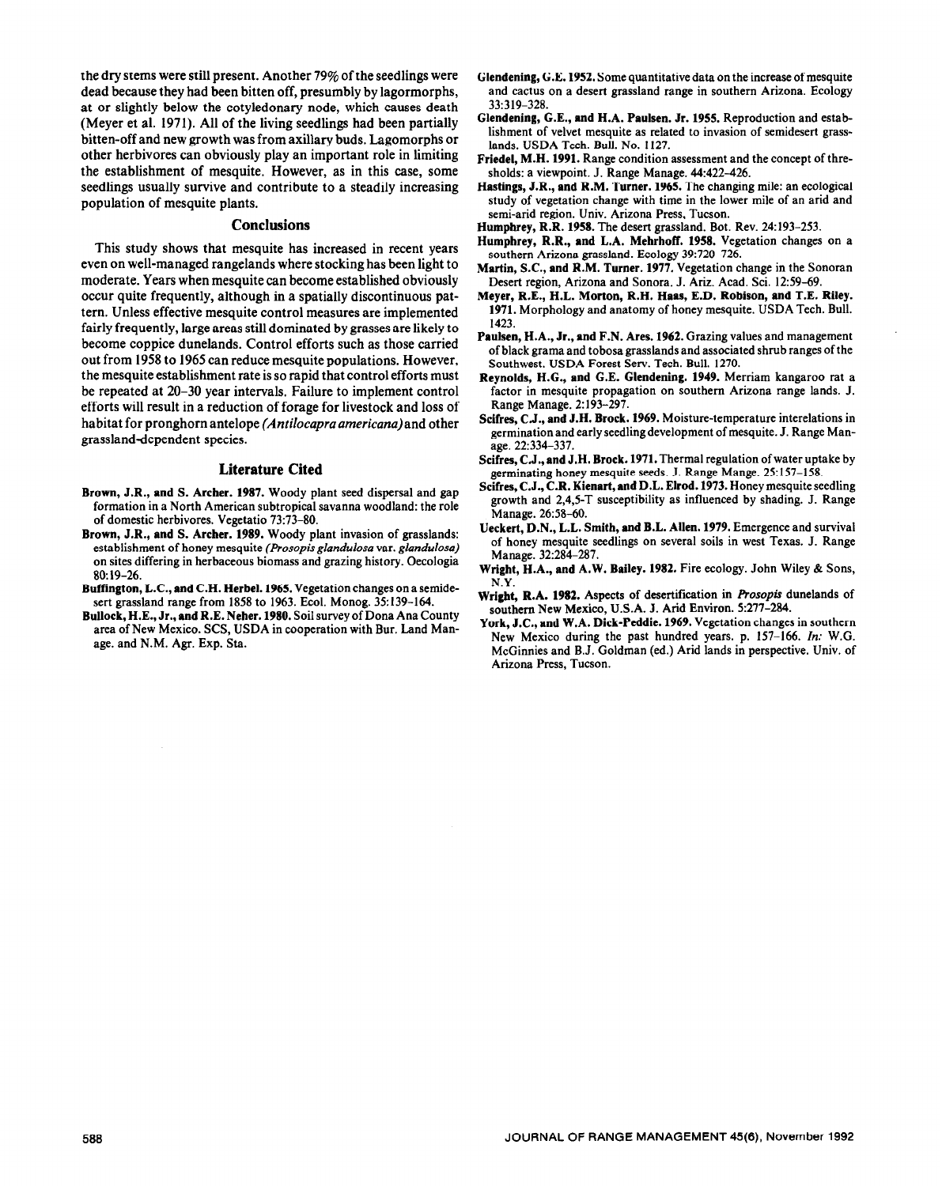the dry stems were still present. Another 79% of the seedlings were dead because they had been bitten off, presumbly by lagormorphs, at or slightly below the cotyledonary node, which causes death (Meyer et al. 1971). All of the living seedlings had been partially bitten-off and new growth was from axillary buds. Lagomorphs or other herbivores can obviously play an important role in limiting the establishment of mesquite. However, as in this case, some seedlings usually survive and contribute to a steadily increasing population of mesquite plants.

## Conclusions

This study shows that mesquite has increased in recent years even on well-managed rangelands where stocking has been light to moderate. Years when mesquite can become established obviously occur quite frequently, although in a spatially discontinuous pattern. Unless effective mesquite control measures are implemented fairly frequently, large areas still dominated by grasses are likely to become coppice dunelands. Control efforts such as those carried out from 1958 to 1965 can reduce mesquite populations. However, the mesquite establishment rate is so rapid that control efforts must be repeated at 20–30 year intervals. Failure to implement control efforts will result in a reduction of forage for livestock and loss of habitat for pronghorn antelope *(Antilocapra americana)* and other grassland-dependent species.

## Literature Cited

**Brown, J.R., and S. Archer. 1987.** Woody plant seed dispersal and gap formation in a North American subtropical savanna woodland: the role of domestic herbivores. Vegetatio 73:73–80.

**Brown, J.R., and S. Archer. 1989.** Woody plant invasion of grasslands: establishment of honey mesquite *(Prosopis glandulosa* var. *glandulosa)* on sites differing in herbaceous biomass and grazing history. Oecologia 80:19–26.

**Buffington, L.C., and C.H. Herbel. 1965.** Vegetation changes on a semidesert grassland range from 1858 to 1963. Ecol. Monog. 35:139–164.

**Bullock, H.E., Jr., and R.E. Neher. 1980.** Soil survey of Dona Ana County area of New Mexico. SCS, USDA in cooperation with Bur. Land Manage. and N.M. Agr. Exp. Sta.

**Glendening, G.E. 1952.** Some quantitative data on the increase of mesquite and cactus on a desert grassland range in southern Arizona. Ecology 33:319–328.

**Glendening, G.E., and H.A. Paulsen. Jr. 1955.** Reproduction and establishment of velvet mesquite as related to invasion of semidesert grasslands. USDA Tech. Bull. No. 1127.

**Friedel, M.H. 1991.** Range condition assessment and the concept of thresholds: a viewpoint. J. Range Manage. 44:422–426.

**Hastings, J.R., and R.M. Turner. 1965.** The changing mile: an ecological study of vegetation change with time in the lower mile of an arid and semi-arid region. Univ. Arizona Press, Tucson.

**Humphrey, R.R. 1958.** The desert grassland. Bot. Rev. 24:193–253.

**Humphrey, R.R., and L.A. Mehrhoff. 1958.** Vegetation changes on a southern Arizona grassland. Ecology 39:720 726.

**Martin, S.C., and R.M. Turner. 1977.** Vegetation change in the Sonoran Desert region, Arizona and Sonora. J. Ariz. Acad. Sci. 12:59–69.

**Meyer, R.E., H.L. Morton, R.H. Haas, E.D. Robison, and T.E. Riley. 1971.** Morphology and anatomy of honey mesquite. USDA Tech. Bull. 1423.

**Paulsen, H.A., Jr., and F.N. Ares. 1962.** Grazing values and management of black grama and tobosa grasslands and associated shrub ranges of the Southwest. USDA Forest Serv. Tech. Bull. 1270.

**Reynolds, H.G., and G.E. Glendening. 1949.** Merriam kangaroo rat a factor in mesquite propagation on southern Arizona range lands. J. Range Manage. 2:193–297.

**Scifres, C.J., and J.H. Brock. 1969.** Moisture-temperature interelations in germination and early seedling development of mesquite. J. Range Manage. 22:334–337.

**Scifres, C.J., and J.H. Brock. 1971.** Thermal regulation of water uptake by germinating honey mesquite seeds. J. Range Mange. 25:157–158.

**Scifres, C.J., C.R. Kienart, and D.L. Elrod. 1973.** Honey mesquite seedling growth and 2,4,5-T susceptibility as influenced by shading. J. Range Manage. 26:58–60.

**Ueckert, D.N., L.L. Smith, and B.L. Allen. 1979.** Emergence and survival of honey mesquite seedlings on several soils in west Texas. J. Range Manage. 32:284–287.

**Wright, H.A., and A.W. Bailey. 1982.** Fire ecology. John Wiley & Sons, N.Y.

**Wright, R.A. 1982.** Aspects of desertification in *Prosopis* dunelands of southern New Mexico, U.S.A. J. Arid Environ. 5:277–284.

**York, J.C., and W.A. Dick-Peddie. 1969.** Vegetation changes in southern New Mexico during the past hundred years. p. 157–166. *In:* W.G. McGinnies and B.J. Goldman (ed.) Arid lands in perspective. Univ. of Arizona Press, Tucson.